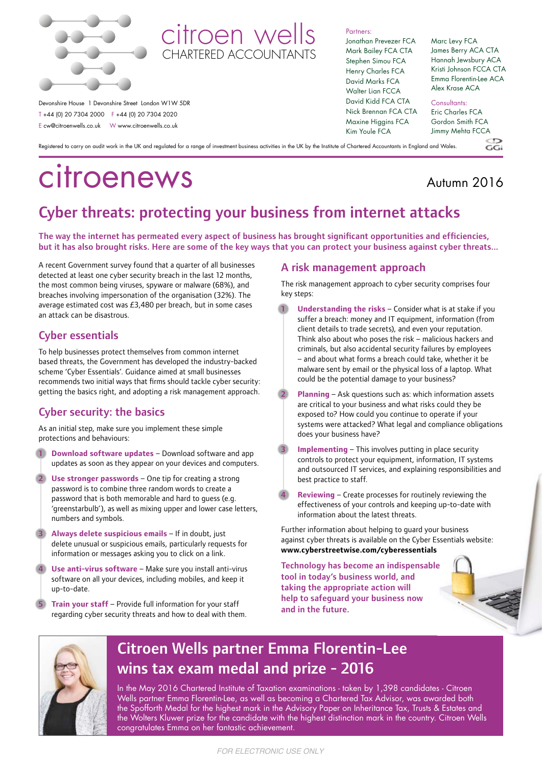citroen wells
CHARTERED ACCOUNTANTS

Devonshire House 1 Devonshire Street London W1W 5DR
T +44 (0) 20 7304 2000 F +44 (0) 20 7304 2020
E cw@citroenwells.co.uk W www.citroenwells.co.uk

Partners:
Jonathan Prevezer FCA
Mark Bailey FCA CTA
Stephen Simou FCA
Henry Charles FCA
David Marks FCA
Walter Lian FCCA
David Kidd FCA CTA
Nick Brennan FCA CTA
Maxine Higgins FCA
Kim Youle FCA
Marc Levy FCA
James Berry ACA CTA
Hannah Jewsbury ACA
Kristi Johnson FCCA CTA
Emma Florentin-Lee ACA
Alex Krase ACA

Consultants:
Eric Charles FCA
Gordon Smith FCA
Jimmy Mehta FCCA

Registered to carry on audit work in the UK and regulated for a range of investment business activities in the UK by the Institute of Chartered Accountants in England and Wales.

# citroenews

Autumn 2016

## Cyber threats: protecting your business from internet attacks

**The way the internet has permeated every aspect of business has brought significant opportunities and efficiencies, but it has also brought risks. Here are some of the key ways that you can protect your business against cyber threats...**

A recent Government survey found that a quarter of all businesses detected at least one cyber security breach in the last 12 months, the most common being viruses, spyware or malware (68%), and breaches involving impersonation of the organisation (32%). The average estimated cost was £3,480 per breach, but in some cases an attack can be disastrous.

### Cyber essentials

To help businesses protect themselves from common internet based threats, the Government has developed the industry-backed scheme 'Cyber Essentials'. Guidance aimed at small businesses recommends two initial ways that firms should tackle cyber security: getting the basics right, and adopting a risk management approach.

### Cyber security: the basics

As an initial step, make sure you implement these simple protections and behaviours:

1. **Download software updates** – Download software and app updates as soon as they appear on your devices and computers.
2. **Use stronger passwords** – One tip for creating a strong password is to combine three random words to create a password that is both memorable and hard to guess (e.g. 'greenstarbulb'), as well as mixing upper and lower case letters, numbers and symbols.
3. **Always delete suspicious emails** – If in doubt, just delete unusual or suspicious emails, particularly requests for information or messages asking you to click on a link.
4. **Use anti-virus software** – Make sure you install anti-virus software on all your devices, including mobiles, and keep it up-to-date.
5. **Train your staff** – Provide full information for your staff regarding cyber security threats and how to deal with them.

### A risk management approach

The risk management approach to cyber security comprises four key steps:

1. **Understanding the risks** – Consider what is at stake if you suffer a breach: money and IT equipment, information (from client details to trade secrets), and even your reputation. Think also about who poses the risk – malicious hackers and criminals, but also accidental security failures by employees – and about what forms a breach could take, whether it be malware sent by email or the physical loss of a laptop. What could be the potential damage to your business?
2. **Planning** – Ask questions such as: which information assets are critical to your business and what risks could they be exposed to? How could you continue to operate if your systems were attacked? What legal and compliance obligations does your business have?
3. **Implementing** – This involves putting in place security controls to protect your equipment, information, IT systems and outsourced IT services, and explaining responsibilities and best practice to staff.
4. **Reviewing** – Create processes for routinely reviewing the effectiveness of your controls and keeping up-to-date with information about the latest threats.

Further information about helping to guard your business against cyber threats is available on the Cyber Essentials website: **www.cyberstreetwise.com/cyberessentials**

**Technology has become an indispensable tool in today's business world, and taking the appropriate action will help to safeguard your business now and in the future.**

## Citroen Wells partner Emma Florentin-Lee wins tax exam medal and prize - 2016

In the May 2016 Chartered Institute of Taxation examinations - taken by 1,398 candidates - Citroen Wells partner Emma Florentin-Lee, as well as becoming a Chartered Tax Advisor, was awarded both the Spofforth Medal for the highest mark in the Advisory Paper on Inheritance Tax, Trusts & Estates and the Wolters Kluwer prize for the candidate with the highest distinction mark in the country. Citroen Wells congratulates Emma on her fantastic achievement.

FOR ELECTRONIC USE ONLY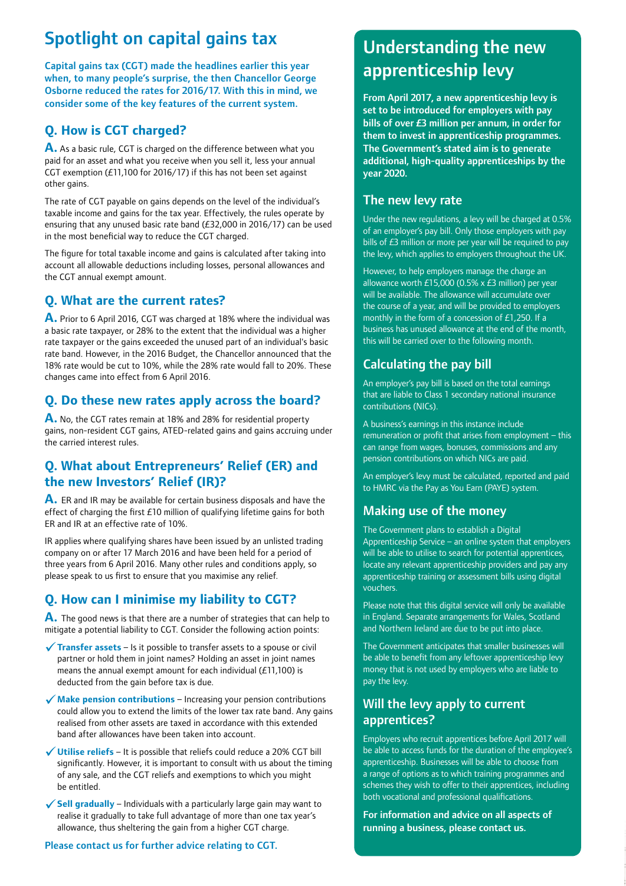# Spotlight on capital gains tax

**Capital gains tax (CGT) made the headlines earlier this year when, to many people's surprise, the then Chancellor George Osborne reduced the rates for 2016/17. With this in mind, we consider some of the key features of the current system.**

## Q. How is CGT charged?

**A.** As a basic rule, CGT is charged on the difference between what you paid for an asset and what you receive when you sell it, less your annual CGT exemption (£11,100 for 2016/17) if this has not been set against other gains.

The rate of CGT payable on gains depends on the level of the individual's taxable income and gains for the tax year. Effectively, the rules operate by ensuring that any unused basic rate band (£32,000 in 2016/17) can be used in the most beneficial way to reduce the CGT charged.

The figure for total taxable income and gains is calculated after taking into account all allowable deductions including losses, personal allowances and the CGT annual exempt amount.

## Q. What are the current rates?

**A.** Prior to 6 April 2016, CGT was charged at 18% where the individual was a basic rate taxpayer, or 28% to the extent that the individual was a higher rate taxpayer or the gains exceeded the unused part of an individual's basic rate band. However, in the 2016 Budget, the Chancellor announced that the 18% rate would be cut to 10%, while the 28% rate would fall to 20%. These changes came into effect from 6 April 2016.

## Q. Do these new rates apply across the board?

**A.** No, the CGT rates remain at 18% and 28% for residential property gains, non-resident CGT gains, ATED-related gains and gains accruing under the carried interest rules.

## Q. What about Entrepreneurs' Relief (ER) and the new Investors' Relief (IR)?

**A.** ER and IR may be available for certain business disposals and have the effect of charging the first £10 million of qualifying lifetime gains for both ER and IR at an effective rate of 10%.

IR applies where qualifying shares have been issued by an unlisted trading company on or after 17 March 2016 and have been held for a period of three years from 6 April 2016. Many other rules and conditions apply, so please speak to us first to ensure that you maximise any relief.

## Q. How can I minimise my liability to CGT?

**A.** The good news is that there are a number of strategies that can help to mitigate a potential liability to CGT. Consider the following action points:

- ✓ **Transfer assets** – Is it possible to transfer assets to a spouse or civil partner or hold them in joint names? Holding an asset in joint names means the annual exempt amount for each individual (£11,100) is deducted from the gain before tax is due.
- ✓ **Make pension contributions** – Increasing your pension contributions could allow you to extend the limits of the lower tax rate band. Any gains realised from other assets are taxed in accordance with this extended band after allowances have been taken into account.
- ✓ **Utilise reliefs** – It is possible that reliefs could reduce a 20% CGT bill significantly. However, it is important to consult with us about the timing of any sale, and the CGT reliefs and exemptions to which you might be entitled.
- ✓ **Sell gradually** – Individuals with a particularly large gain may want to realise it gradually to take full advantage of more than one tax year's allowance, thus sheltering the gain from a higher CGT charge.

**Please contact us for further advice relating to CGT.**

# Understanding the new apprenticeship levy

**From April 2017, a new apprenticeship levy is set to be introduced for employers with pay bills of over £3 million per annum, in order for them to invest in apprenticeship programmes. The Government's stated aim is to generate additional, high-quality apprenticeships by the year 2020.**

## The new levy rate

Under the new regulations, a levy will be charged at 0.5% of an employer's pay bill. Only those employers with pay bills of £3 million or more per year will be required to pay the levy, which applies to employers throughout the UK.

However, to help employers manage the charge an allowance worth £15,000 (0.5% x £3 million) per year will be available. The allowance will accumulate over the course of a year, and will be provided to employers monthly in the form of a concession of £1,250. If a business has unused allowance at the end of the month, this will be carried over to the following month.

## Calculating the pay bill

An employer's pay bill is based on the total earnings that are liable to Class 1 secondary national insurance contributions (NICs).

A business's earnings in this instance include remuneration or profit that arises from employment – this can range from wages, bonuses, commissions and any pension contributions on which NICs are paid.

An employer's levy must be calculated, reported and paid to HMRC via the Pay as You Earn (PAYE) system.

## Making use of the money

The Government plans to establish a Digital Apprenticeship Service – an online system that employers will be able to utilise to search for potential apprentices, locate any relevant apprenticeship providers and pay any apprenticeship training or assessment bills using digital vouchers.

Please note that this digital service will only be available in England. Separate arrangements for Wales, Scotland and Northern Ireland are due to be put into place.

The Government anticipates that smaller businesses will be able to benefit from any leftover apprenticeship levy money that is not used by employers who are liable to pay the levy.

## Will the levy apply to current apprentices?

Employers who recruit apprentices before April 2017 will be able to access funds for the duration of the employee's apprenticeship. Businesses will be able to choose from a range of options as to which training programmes and schemes they wish to offer to their apprentices, including both vocational and professional qualifications.

**For information and advice on all aspects of running a business, please contact us.**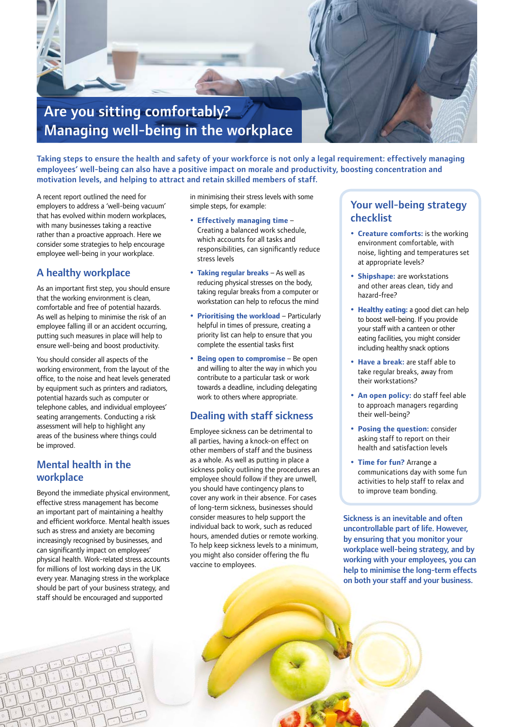# Are you sitting comfortably? Managing well-being in the workplace

**Taking steps to ensure the health and safety of your workforce is not only a legal requirement: effectively managing employees' well-being can also have a positive impact on morale and productivity, boosting concentration and motivation levels, and helping to attract and retain skilled members of staff.**

A recent report outlined the need for employers to address a 'well-being vacuum' that has evolved within modern workplaces, with many businesses taking a reactive rather than a proactive approach. Here we consider some strategies to help encourage employee well-being in your workplace.

## A healthy workplace

As an important first step, you should ensure that the working environment is clean, comfortable and free of potential hazards. As well as helping to minimise the risk of an employee falling ill or an accident occurring, putting such measures in place will help to ensure well-being and boost productivity.

You should consider all aspects of the working environment, from the layout of the office, to the noise and heat levels generated by equipment such as printers and radiators, potential hazards such as computer or telephone cables, and individual employees' seating arrangements. Conducting a risk assessment will help to highlight any areas of the business where things could be improved.

## Mental health in the workplace

Beyond the immediate physical environment, effective stress management has become an important part of maintaining a healthy and efficient workforce. Mental health issues such as stress and anxiety are becoming increasingly recognised by businesses, and can significantly impact on employees' physical health. Work-related stress accounts for millions of lost working days in the UK every year. Managing stress in the workplace should be part of your business strategy, and staff should be encouraged and supported in minimising their stress levels with some simple steps, for example:

- **Effectively managing time** – Creating a balanced work schedule, which accounts for all tasks and responsibilities, can significantly reduce stress levels
- **Taking regular breaks** – As well as reducing physical stresses on the body, taking regular breaks from a computer or workstation can help to refocus the mind
- **Prioritising the workload** – Particularly helpful in times of pressure, creating a priority list can help to ensure that you complete the essential tasks first
- **Being open to compromise** – Be open and willing to alter the way in which you contribute to a particular task or work towards a deadline, including delegating work to others where appropriate.

## Dealing with staff sickness

Employee sickness can be detrimental to all parties, having a knock-on effect on other members of staff and the business as a whole. As well as putting in place a sickness policy outlining the procedures an employee should follow if they are unwell, you should have contingency plans to cover any work in their absence. For cases of long-term sickness, businesses should consider measures to help support the individual back to work, such as reduced hours, amended duties or remote working. To help keep sickness levels to a minimum, you might also consider offering the flu vaccine to employees.

## Your well-being strategy checklist

- **Creature comforts:** is the working environment comfortable, with noise, lighting and temperatures set at appropriate levels?
- **Shipshape:** are workstations and other areas clean, tidy and hazard-free?
- **Healthy eating:** a good diet can help to boost well-being. If you provide your staff with a canteen or other eating facilities, you might consider including healthy snack options
- **Have a break:** are staff able to take regular breaks, away from their workstations?
- **An open policy:** do staff feel able to approach managers regarding their well-being?
- **Posing the question:** consider asking staff to report on their health and satisfaction levels
- **Time for fun?** Arrange a communications day with some fun activities to help staff to relax and to improve team bonding.

**Sickness is an inevitable and often uncontrollable part of life. However, by ensuring that you monitor your workplace well-being strategy, and by working with your employees, you can help to minimise the long-term effects on both your staff and your business.**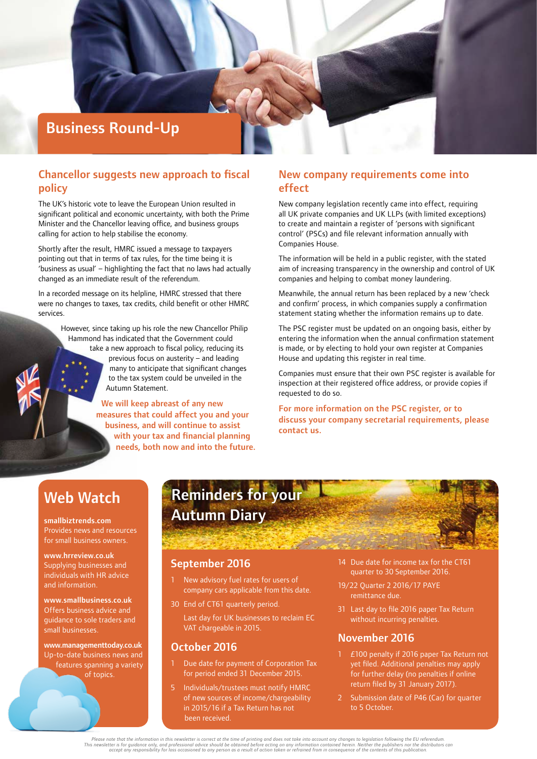# Business Round-Up

## Chancellor suggests new approach to fiscal policy

The UK's historic vote to leave the European Union resulted in significant political and economic uncertainty, with both the Prime Minister and the Chancellor leaving office, and business groups calling for action to help stabilise the economy.

Shortly after the result, HMRC issued a message to taxpayers pointing out that in terms of tax rules, for the time being it is 'business as usual' – highlighting the fact that no laws had actually changed as an immediate result of the referendum.

In a recorded message on its helpline, HMRC stressed that there were no changes to taxes, tax credits, child benefit or other HMRC services.

However, since taking up his role the new Chancellor Philip Hammond has indicated that the Government could take a new approach to fiscal policy, reducing its previous focus on austerity – and leading many to anticipate that significant changes to the tax system could be unveiled in the Autumn Statement.

**We will keep abreast of any new measures that could affect you and your business, and will continue to assist with your tax and financial planning needs, both now and into the future.**

## New company requirements come into effect

New company legislation recently came into effect, requiring all UK private companies and UK LLPs (with limited exceptions) to create and maintain a register of 'persons with significant control' (PSCs) and file relevant information annually with Companies House.

The information will be held in a public register, with the stated aim of increasing transparency in the ownership and control of UK companies and helping to combat money laundering.

Meanwhile, the annual return has been replaced by a new 'check and confirm' process, in which companies supply a confirmation statement stating whether the information remains up to date.

The PSC register must be updated on an ongoing basis, either by entering the information when the annual confirmation statement is made, or by electing to hold your own register at Companies House and updating this register in real time.

Companies must ensure that their own PSC register is available for inspection at their registered office address, or provide copies if requested to do so.

**For more information on the PSC register, or to discuss your company secretarial requirements, please contact us.**

## Web Watch

**smallbiztrends.com**
Provides news and resources for small business owners.

**www.hrreview.co.uk**
Supplying businesses and individuals with HR advice and information.

**www.smallbusiness.co.uk**
Offers business advice and guidance to sole traders and small businesses.

**www.managementtoday.co.uk**
Up-to-date business news and features spanning a variety of topics.

## Reminders for your Autumn Diary

### September 2016

- 1 New advisory fuel rates for users of company cars applicable from this date.
- 30 End of CT61 quarterly period.
  Last day for UK businesses to reclaim EC VAT chargeable in 2015.

### October 2016

- 1 Due date for payment of Corporation Tax for period ended 31 December 2015.
- 5 Individuals/trustees must notify HMRC of new sources of income/chargeability in 2015/16 if a Tax Return has not been received.
- 14 Due date for income tax for the CT61 quarter to 30 September 2016.
- 19/22 Quarter 2 2016/17 PAYE remittance due.
- 31 Last day to file 2016 paper Tax Return without incurring penalties.

### November 2016

- 1 £100 penalty if 2016 paper Tax Return not yet filed. Additional penalties may apply for further delay (no penalties if online return filed by 31 January 2017).
- 2 Submission date of P46 (Car) for quarter to 5 October.

*Please note that the information in this newsletter is correct at the time of printing and does not take into account any changes to legislation following the EU referendum. This newsletter is for guidance only, and professional advice should be obtained before acting on any information contained herein. Neither the publishers nor the distributors can accept any responsibility for loss occasioned to any person as a result of action taken or refrained from in consequence of the contents of this publication.*